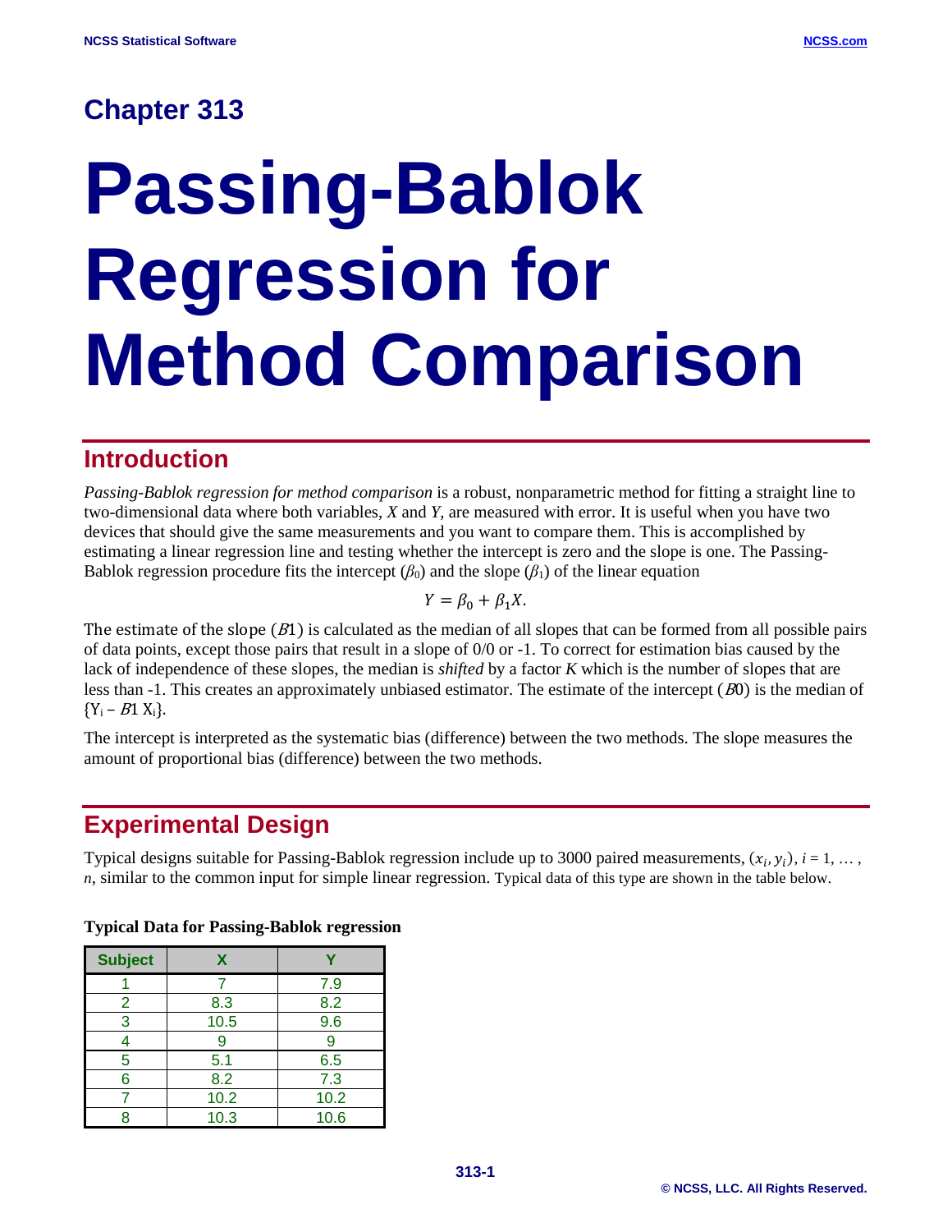## Chapter 313

# Passing-Bablok Regression for Method Comparison

## Introduction

*Passing-Bablok regression for method comparison* is a robust, nonparametric method for fitting a straight line to two-dimensional data where both variables, *X* and *Y*, are measured with error. It is useful when you have two devices that should give the same measurements and you want to compare them. This is accomplished by estimating a linear regression line and testing whether the intercept is zero and the slope is one. The Passing-Bablok regression procedure fits the intercept ($\beta_0$) and the slope ($\beta_1$) of the linear equation

$$Y = \beta_0 + \beta_1 X.$$

The estimate of the slope ($B1$) is calculated as the median of all slopes that can be formed from all possible pairs of data points, except those pairs that result in a slope of 0/0 or -1. To correct for estimation bias caused by the lack of independence of these slopes, the median is *shifted* by a factor *K* which is the number of slopes that are less than -1. This creates an approximately unbiased estimator. The estimate of the intercept ($B0$) is the median of $\{Y_i - B1\ X_i\}$.

The intercept is interpreted as the systematic bias (difference) between the two methods. The slope measures the amount of proportional bias (difference) between the two methods.

## Experimental Design

Typical designs suitable for Passing-Bablok regression include up to 3000 paired measurements, $(x_i, y_i)$, $i = 1, \ldots, n$, similar to the common input for simple linear regression. Typical data of this type are shown in the table below.

**Typical Data for Passing-Bablok regression**

| Subject | X | Y |
|---|---|---|
| 1 | 7 | 7.9 |
| 2 | 8.3 | 8.2 |
| 3 | 10.5 | 9.6 |
| 4 | 9 | 9 |
| 5 | 5.1 | 6.5 |
| 6 | 8.2 | 7.3 |
| 7 | 10.2 | 10.2 |
| 8 | 10.3 | 10.6 |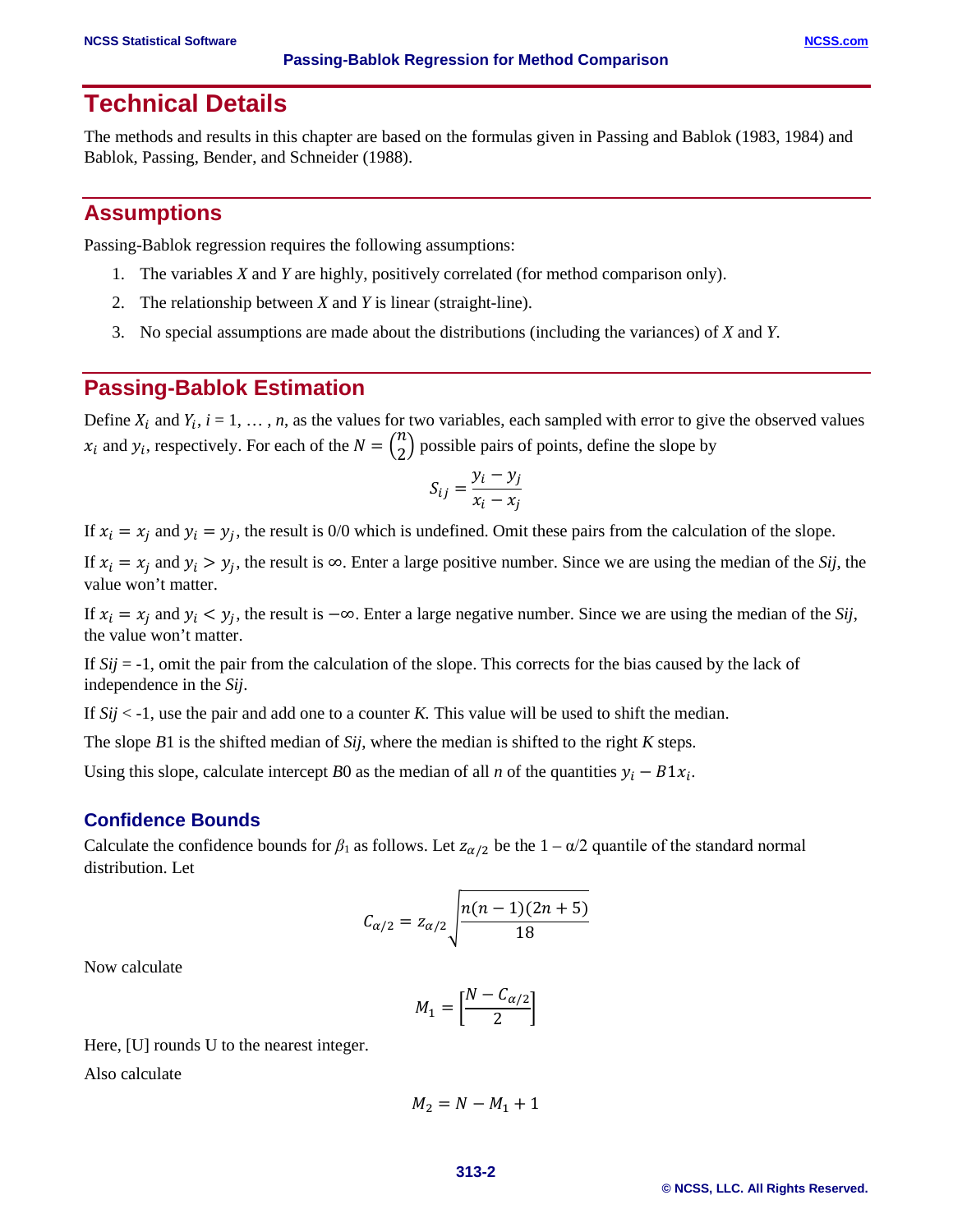# Technical Details

The methods and results in this chapter are based on the formulas given in Passing and Bablok (1983, 1984) and Bablok, Passing, Bender, and Schneider (1988).

## Assumptions

Passing-Bablok regression requires the following assumptions:

1. The variables *X* and *Y* are highly, positively correlated (for method comparison only).
2. The relationship between *X* and *Y* is linear (straight-line).
3. No special assumptions are made about the distributions (including the variances) of *X* and *Y*.

## Passing-Bablok Estimation

Define $X_i$ and $Y_i$, $i = 1, \ldots, n$, as the values for two variables, each sampled with error to give the observed values $x_i$ and $y_i$, respectively. For each of the $N = \binom{n}{2}$ possible pairs of points, define the slope by

$$S_{ij} = \frac{y_i - y_j}{x_i - x_j}$$

If $x_i = x_j$ and $y_i = y_j$, the result is 0/0 which is undefined. Omit these pairs from the calculation of the slope.

If $x_i = x_j$ and $y_i > y_j$, the result is $\infty$. Enter a large positive number. Since we are using the median of the *Sij*, the value won't matter.

If $x_i = x_j$ and $y_i < y_j$, the result is $-\infty$. Enter a large negative number. Since we are using the median of the *Sij*, the value won't matter.

If *Sij* = -1, omit the pair from the calculation of the slope. This corrects for the bias caused by the lack of independence in the *Sij*.

If *Sij* < -1, use the pair and add one to a counter *K*. This value will be used to shift the median.

The slope *B*1 is the shifted median of *Sij*, where the median is shifted to the right *K* steps.

Using this slope, calculate intercept *B*0 as the median of all *n* of the quantities $y_i - B1x_i$.

### Confidence Bounds

Calculate the confidence bounds for $\beta_1$ as follows. Let $z_{\alpha/2}$ be the 1 – α/2 quantile of the standard normal distribution. Let

$$C_{\alpha/2} = z_{\alpha/2}\sqrt{\frac{n(n-1)(2n+5)}{18}}$$

Now calculate

$$M_1 = \left[\frac{N - C_{\alpha/2}}{2}\right]$$

Here, [U] rounds U to the nearest integer.

Also calculate

$$M_2 = N - M_1 + 1$$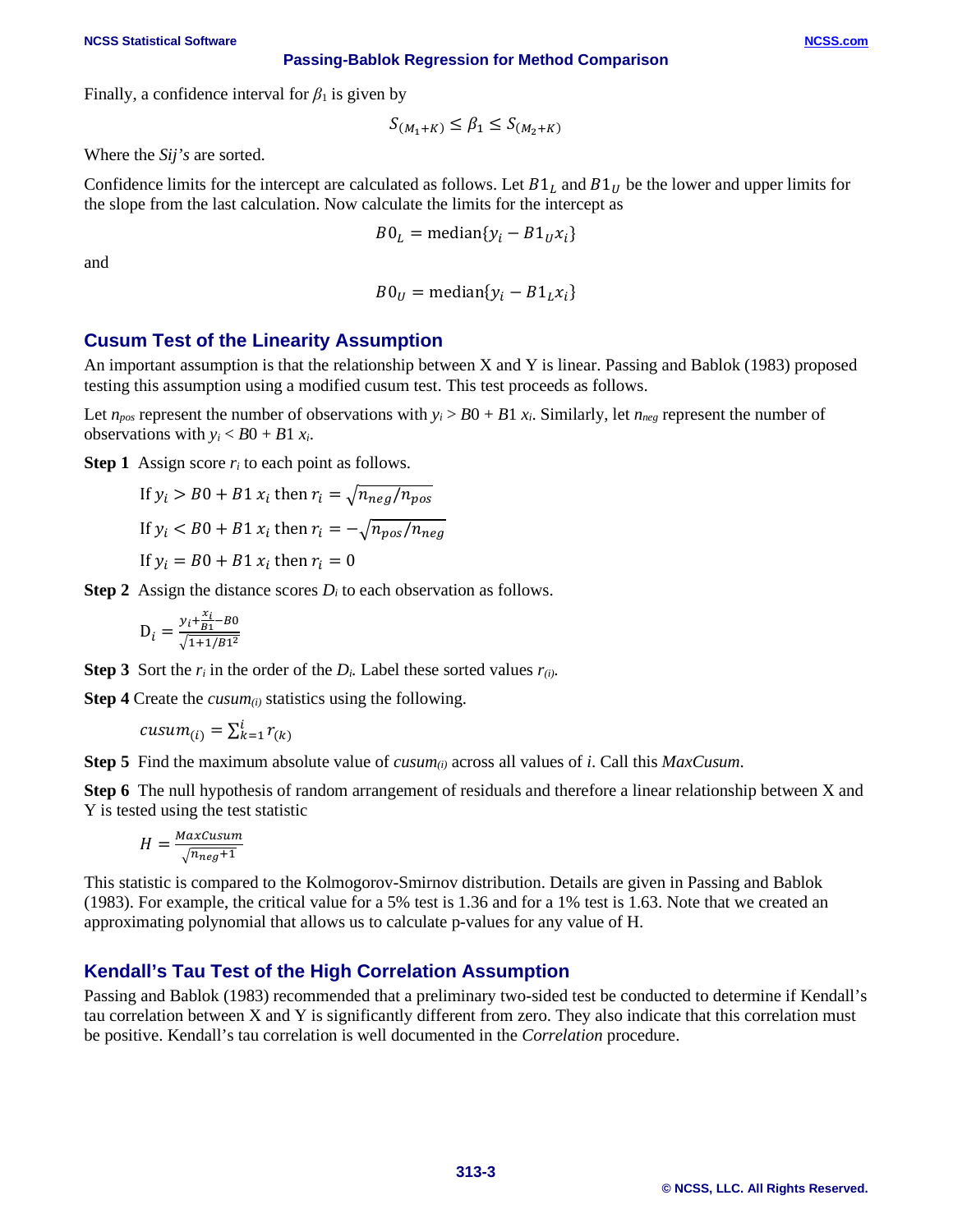Finally, a confidence interval for $\beta_1$ is given by

$$S_{(M_1+K)} \leq \beta_1 \leq S_{(M_2+K)}$$

Where the *Sij's* are sorted.

Confidence limits for the intercept are calculated as follows. Let $B1_L$ and $B1_U$ be the lower and upper limits for the slope from the last calculation. Now calculate the limits for the intercept as

$$B0_L = \text{median}\{y_i - B1_U x_i\}$$

and

$$B0_U = \text{median}\{y_i - B1_L x_i\}$$

## Cusum Test of the Linearity Assumption

An important assumption is that the relationship between X and Y is linear. Passing and Bablok (1983) proposed testing this assumption using a modified cusum test. This test proceeds as follows.

Let $n_{pos}$ represent the number of observations with $y_i > B0 + B1\,x_i$. Similarly, let $n_{neg}$ represent the number of observations with $y_i < B0 + B1\,x_i$.

**Step 1** Assign score $r_i$ to each point as follows.

If $y_i > B0 + B1\,x_i$ then $r_i = \sqrt{n_{neg}/n_{pos}}$

If $y_i < B0 + B1\,x_i$ then $r_i = -\sqrt{n_{pos}/n_{neg}}$

If $y_i = B0 + B1\,x_i$ then $r_i = 0$

**Step 2** Assign the distance scores $D_i$ to each observation as follows.

$$D_i = \frac{y_i + \frac{x_i}{B1} - B0}{\sqrt{1 + 1/B1^2}}$$

**Step 3** Sort the $r_i$ in the order of the $D_i$. Label these sorted values $r_{(i)}$.

**Step 4** Create the $cusum_{(i)}$ statistics using the following.

$$cusum_{(i)} = \sum_{k=1}^{i} r_{(k)}$$

**Step 5** Find the maximum absolute value of $cusum_{(i)}$ across all values of *i*. Call this *MaxCusum*.

**Step 6** The null hypothesis of random arrangement of residuals and therefore a linear relationship between X and Y is tested using the test statistic

$$H = \frac{MaxCusum}{\sqrt{n_{neg} + 1}}$$

This statistic is compared to the Kolmogorov-Smirnov distribution. Details are given in Passing and Bablok (1983). For example, the critical value for a 5% test is 1.36 and for a 1% test is 1.63. Note that we created an approximating polynomial that allows us to calculate p-values for any value of H.

## Kendall's Tau Test of the High Correlation Assumption

Passing and Bablok (1983) recommended that a preliminary two-sided test be conducted to determine if Kendall's tau correlation between X and Y is significantly different from zero. They also indicate that this correlation must be positive. Kendall's tau correlation is well documented in the *Correlation* procedure.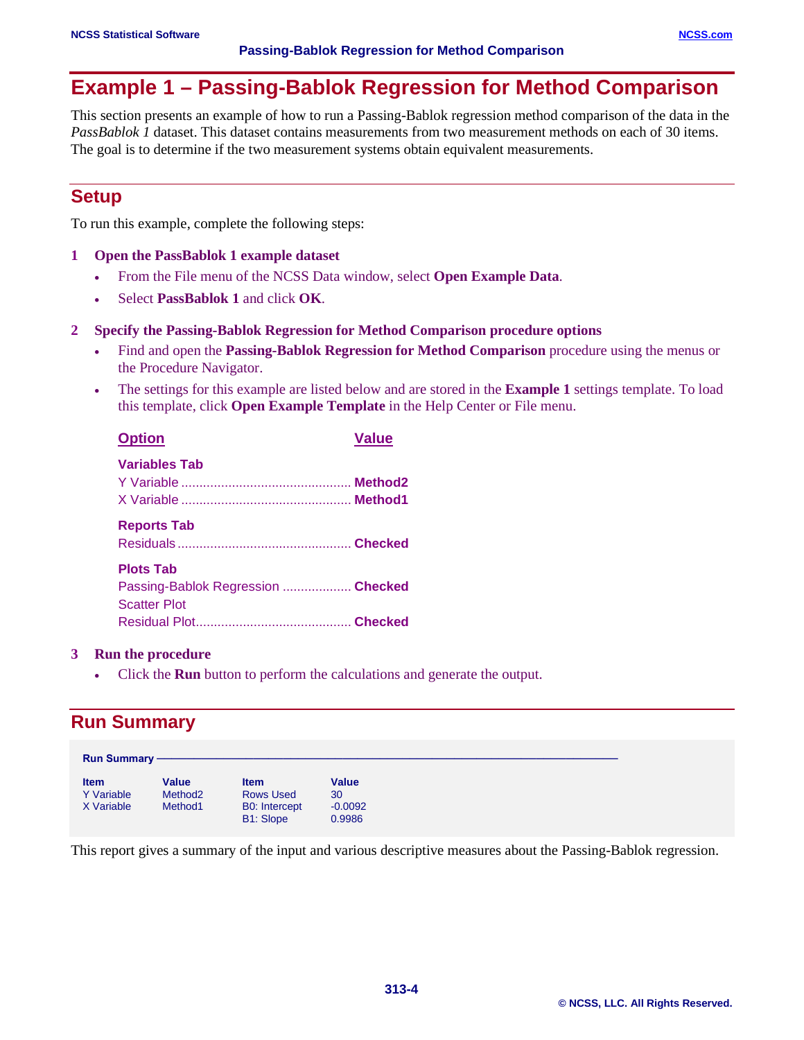# Example 1 – Passing-Bablok Regression for Method Comparison

This section presents an example of how to run a Passing-Bablok regression method comparison of the data in the *PassBablok 1* dataset. This dataset contains measurements from two measurement methods on each of 30 items. The goal is to determine if the two measurement systems obtain equivalent measurements.

## Setup

To run this example, complete the following steps:

**1 Open the PassBablok 1 example dataset**

- From the File menu of the NCSS Data window, select **Open Example Data**.
- Select **PassBablok 1** and click **OK**.

**2 Specify the Passing-Bablok Regression for Method Comparison procedure options**

- Find and open the **Passing-Bablok Regression for Method Comparison** procedure using the menus or the Procedure Navigator.
- The settings for this example are listed below and are stored in the **Example 1** settings template. To load this template, click **Open Example Template** in the Help Center or File menu.

| Option | Value |
|---|---|
| **Variables Tab** | |
| Y Variable | **Method2** |
| X Variable | **Method1** |
| **Reports Tab** | |
| Residuals | **Checked** |
| **Plots Tab** | |
| Passing-Bablok Regression Scatter Plot | **Checked** |
| Residual Plot | **Checked** |

**3 Run the procedure**

- Click the **Run** button to perform the calculations and generate the output.

## Run Summary

**Run Summary**

| Item | Value | Item | Value |
|---|---|---|---|
| Y Variable | Method2 | Rows Used | 30 |
| X Variable | Method1 | B0: Intercept | -0.0092 |
| | | B1: Slope | 0.9986 |

This report gives a summary of the input and various descriptive measures about the Passing-Bablok regression.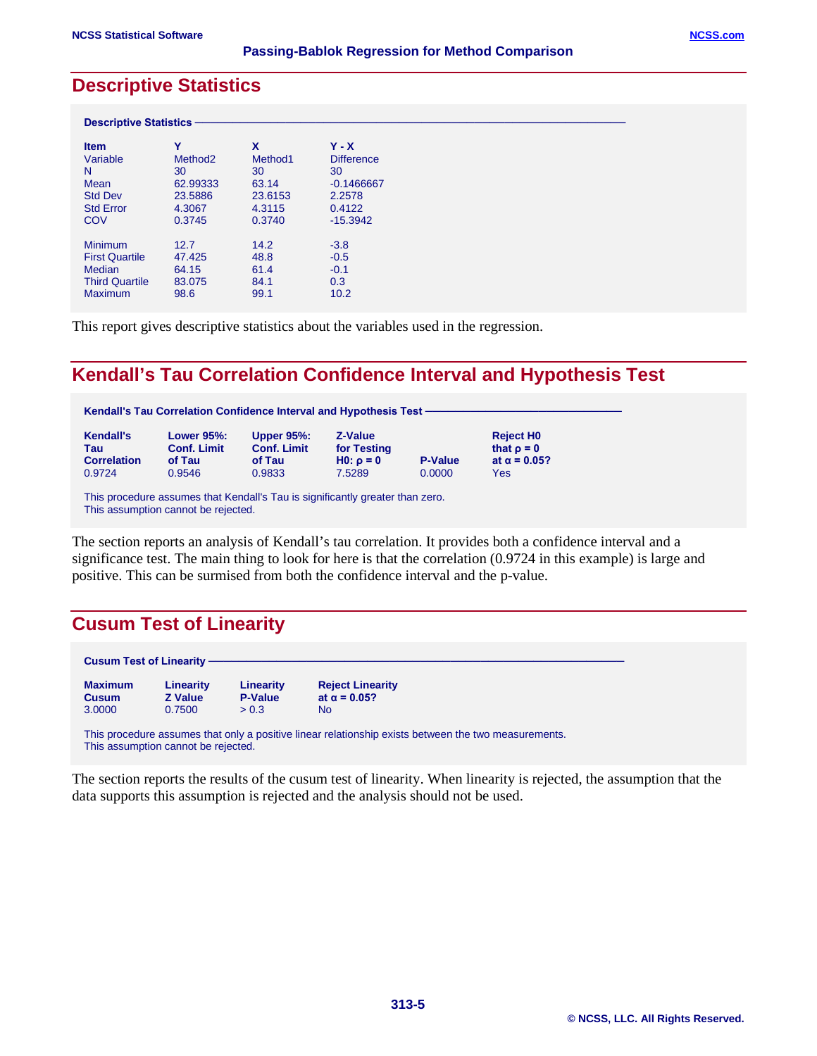## Descriptive Statistics

**Descriptive Statistics**

| Item | Y | X | Y - X |
|---|---|---|---|
| Variable | Method2 | Method1 | Difference |
| N | 30 | 30 | 30 |
| Mean | 62.99333 | 63.14 | -0.1466667 |
| Std Dev | 23.5886 | 23.6153 | 2.2578 |
| Std Error | 4.3067 | 4.3115 | 0.4122 |
| COV | 0.3745 | 0.3740 | -15.3942 |
| | | | |
| Minimum | 12.7 | 14.2 | -3.8 |
| First Quartile | 47.425 | 48.8 | -0.5 |
| Median | 64.15 | 61.4 | -0.1 |
| Third Quartile | 83.075 | 84.1 | 0.3 |
| Maximum | 98.6 | 99.1 | 10.2 |

This report gives descriptive statistics about the variables used in the regression.

## Kendall's Tau Correlation Confidence Interval and Hypothesis Test

**Kendall's Tau Correlation Confidence Interval and Hypothesis Test**

| Kendall's Tau Correlation | Lower 95%: Conf. Limit of Tau | Upper 95%: Conf. Limit of Tau | Z-Value for Testing H0: ρ = 0 | P-Value | Reject H0 that ρ = 0 at α = 0.05? |
|---|---|---|---|---|---|
| 0.9724 | 0.9546 | 0.9833 | 7.5289 | 0.0000 | Yes |

This procedure assumes that Kendall's Tau is significantly greater than zero.
This assumption cannot be rejected.

The section reports an analysis of Kendall's tau correlation. It provides both a confidence interval and a significance test. The main thing to look for here is that the correlation (0.9724 in this example) is large and positive. This can be surmised from both the confidence interval and the p-value.

## Cusum Test of Linearity

**Cusum Test of Linearity**

| Maximum Cusum | Linearity Z Value | Linearity P-Value | Reject Linearity at α = 0.05? |
|---|---|---|---|
| 3.0000 | 0.7500 | > 0.3 | No |

This procedure assumes that only a positive linear relationship exists between the two measurements.
This assumption cannot be rejected.

The section reports the results of the cusum test of linearity. When linearity is rejected, the assumption that the data supports this assumption is rejected and the analysis should not be used.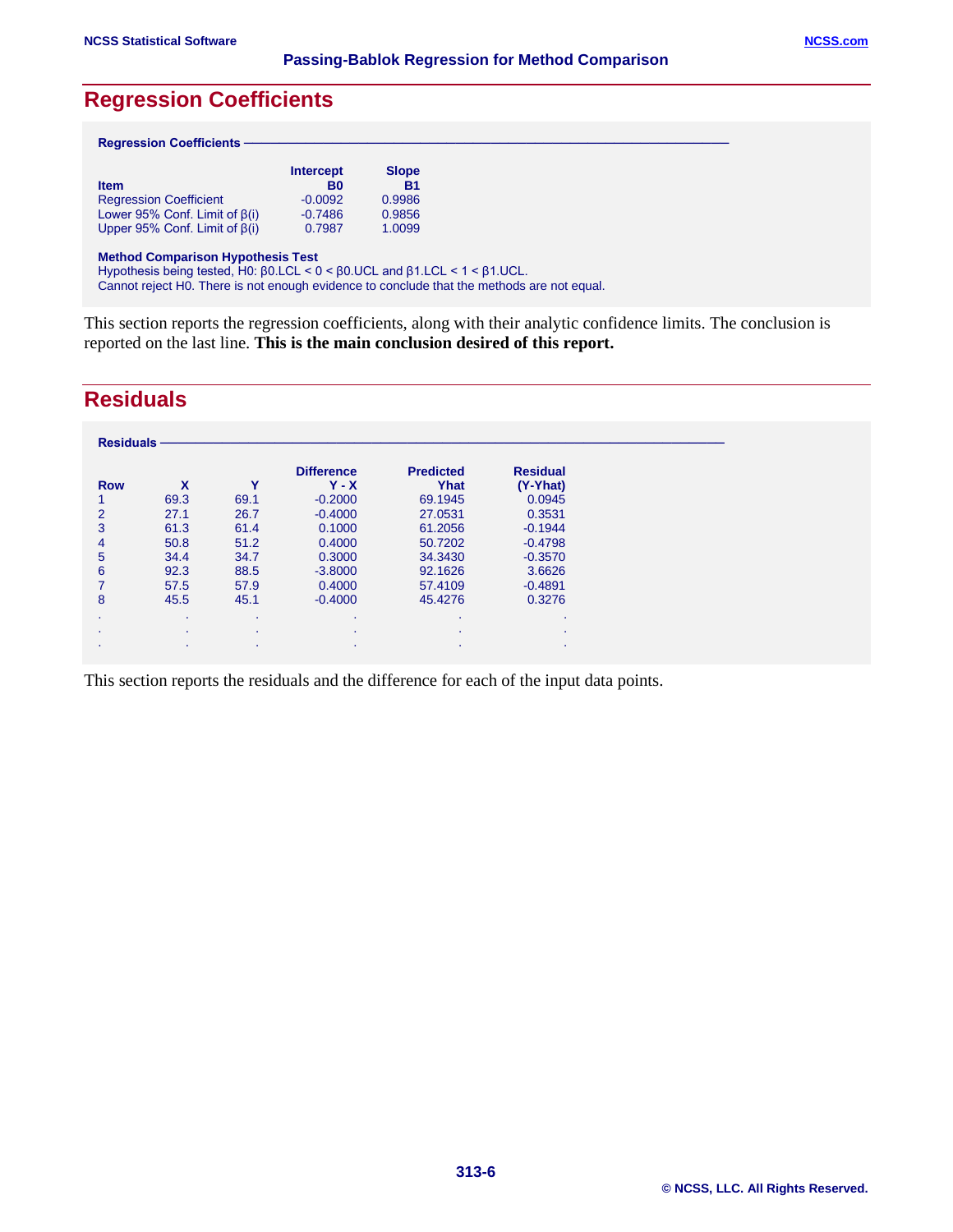## Regression Coefficients

**Regression Coefficients**

| Item | Intercept B0 | Slope B1 |
|---|---|---|
| Regression Coefficient | -0.0092 | 0.9986 |
| Lower 95% Conf. Limit of β(i) | -0.7486 | 0.9856 |
| Upper 95% Conf. Limit of β(i) | 0.7987 | 1.0099 |

**Method Comparison Hypothesis Test**

Hypothesis being tested, H0: β0.LCL < 0 < β0.UCL and β1.LCL < 1 < β1.UCL.
Cannot reject H0. There is not enough evidence to conclude that the methods are not equal.

This section reports the regression coefficients, along with their analytic confidence limits. The conclusion is reported on the last line. **This is the main conclusion desired of this report.**

## Residuals

**Residuals**

| Row | X | Y | Difference Y - X | Predicted Yhat | Residual (Y-Yhat) |
|---|---|---|---|---|---|
| 1 | 69.3 | 69.1 | -0.2000 | 69.1945 | 0.0945 |
| 2 | 27.1 | 26.7 | -0.4000 | 27.0531 | 0.3531 |
| 3 | 61.3 | 61.4 | 0.1000 | 61.2056 | -0.1944 |
| 4 | 50.8 | 51.2 | 0.4000 | 50.7202 | -0.4798 |
| 5 | 34.4 | 34.7 | 0.3000 | 34.3430 | -0.3570 |
| 6 | 92.3 | 88.5 | -3.8000 | 92.1626 | 3.6626 |
| 7 | 57.5 | 57.9 | 0.4000 | 57.4109 | -0.4891 |
| 8 | 45.5 | 45.1 | -0.4000 | 45.4276 | 0.3276 |
| . | . | . | . | . | . |
| . | . | . | . | . | . |
| . | . | . | . | . | . |

This section reports the residuals and the difference for each of the input data points.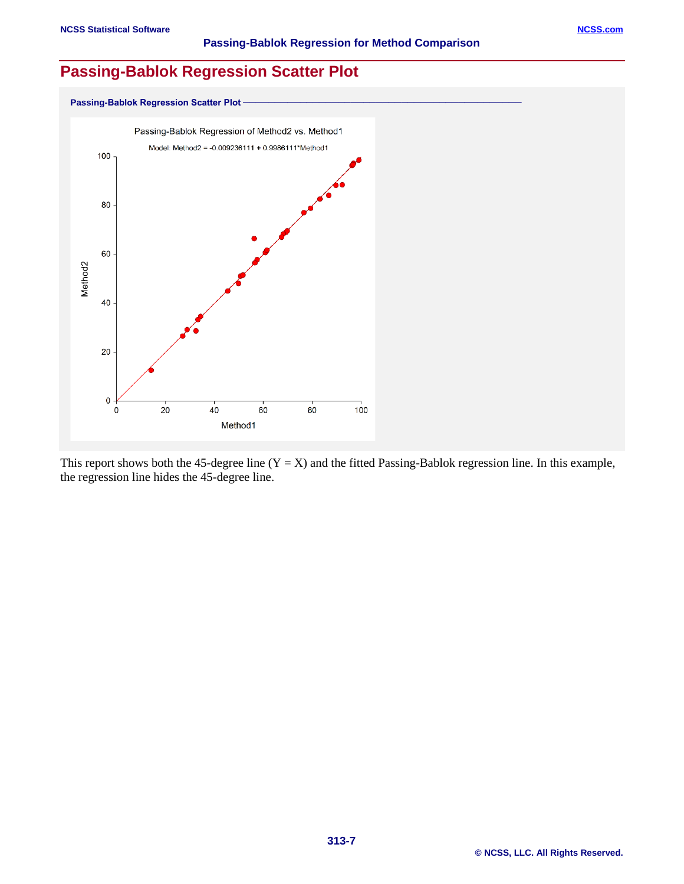## Passing-Bablok Regression Scatter Plot

**Passing-Bablok Regression Scatter Plot**

Passing-Bablok Regression of Method2 vs. Method1

Model: Method2 = -0.009236111 + 0.9986111*Method1

This report shows both the 45-degree line (Y = X) and the fitted Passing-Bablok regression line. In this example, the regression line hides the 45-degree line.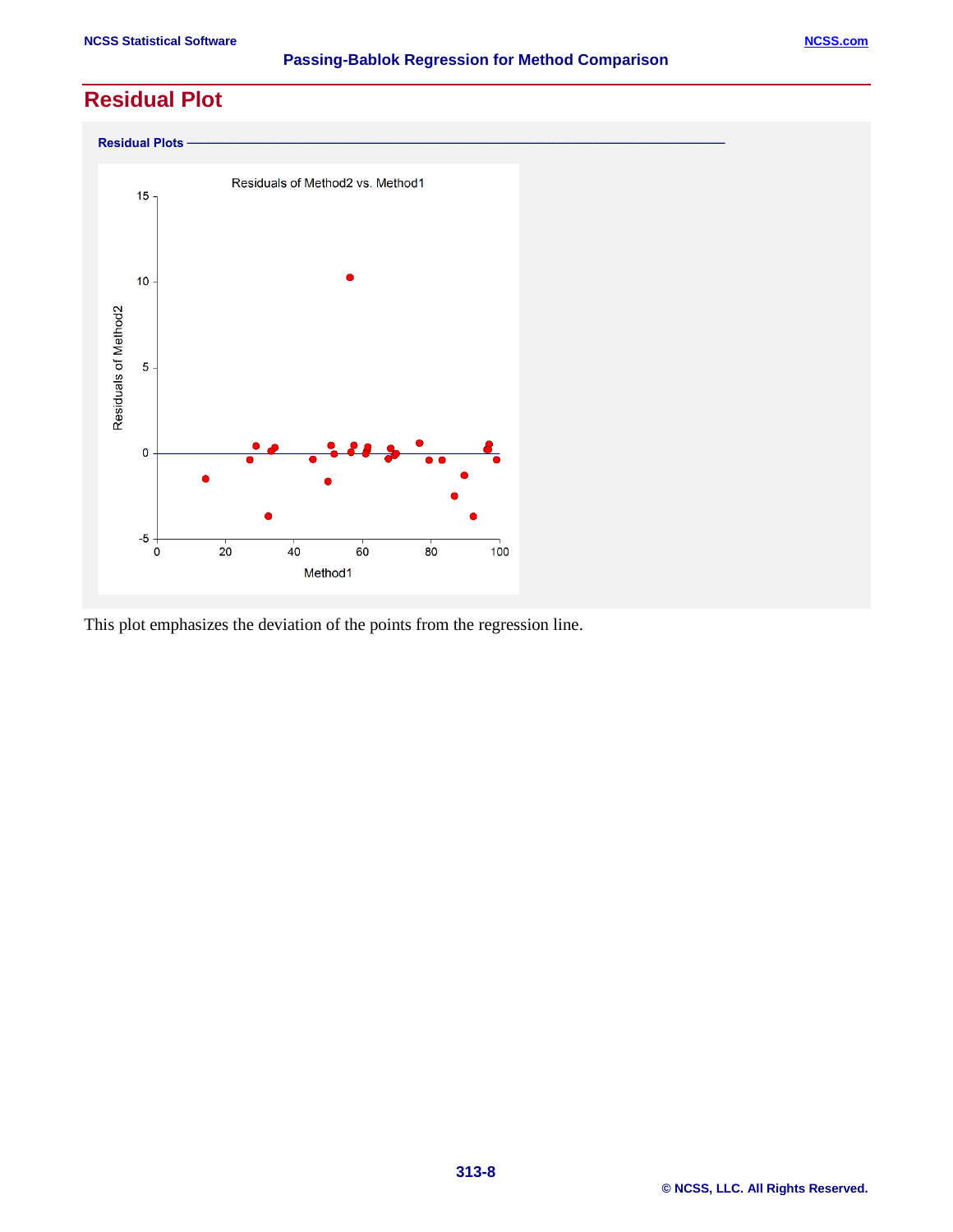## Residual Plot

**Residual Plots**

Residuals of Method2 vs. Method1

15
10
5
0
-5

Residuals of Method2

0
20
40
60
80
100

Method1

This plot emphasizes the deviation of the points from the regression line.